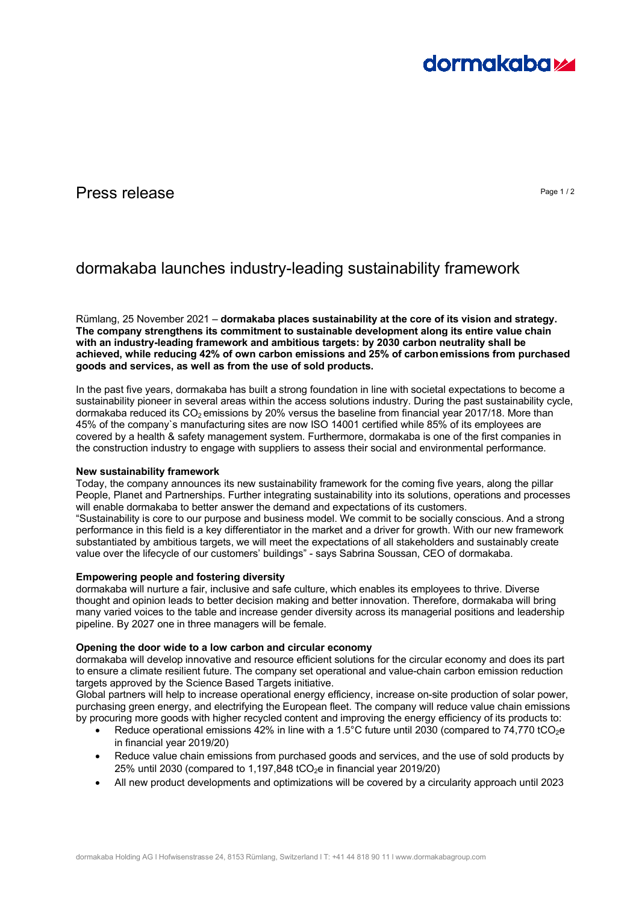# Press release

## dormakaba launches industry-leading sustainability framework

Rümlang, 25 November 2021 – **dormakaba places sustainability at the core of its vision and strategy. The company strengthens its commitment to sustainable development along its entire value chain with an industry-leading framework and ambitious targets: by 2030 carbon neutrality shall be achieved, while reducing 42% of own carbon emissions and 25% of carbon emissions from purchased goods and services, as well as from the use of sold products.**

In the past five years, dormakaba has built a strong foundation in line with societal expectations to become a sustainability pioneer in several areas within the access solutions industry. During the past sustainability cycle, dormakaba reduced its $CO_2$ emissions by 20% versus the baseline from financial year 2017/18. More than 45% of the company`s manufacturing sites are now ISO 14001 certified while 85% of its employees are covered by a health & safety management system. Furthermore, dormakaba is one of the first companies in the construction industry to engage with suppliers to assess their social and environmental performance.

**New sustainability framework**

Today, the company announces its new sustainability framework for the coming five years, along the pillar People, Planet and Partnerships. Further integrating sustainability into its solutions, operations and processes will enable dormakaba to better answer the demand and expectations of its customers.

"Sustainability is core to our purpose and business model. We commit to be socially conscious. And a strong performance in this field is a key differentiator in the market and a driver for growth. With our new framework substantiated by ambitious targets, we will meet the expectations of all stakeholders and sustainably create value over the lifecycle of our customers' buildings" - says Sabrina Soussan, CEO of dormakaba.

**Empowering people and fostering diversity**

dormakaba will nurture a fair, inclusive and safe culture, which enables its employees to thrive. Diverse thought and opinion leads to better decision making and better innovation. Therefore, dormakaba will bring many varied voices to the table and increase gender diversity across its managerial positions and leadership pipeline. By 2027 one in three managers will be female.

**Opening the door wide to a low carbon and circular economy**

dormakaba will develop innovative and resource efficient solutions for the circular economy and does its part to ensure a climate resilient future. The company set operational and value-chain carbon emission reduction targets approved by the Science Based Targets initiative.

Global partners will help to increase operational energy efficiency, increase on-site production of solar power, purchasing green energy, and electrifying the European fleet. The company will reduce value chain emissions by procuring more goods with higher recycled content and improving the energy efficiency of its products to:

- Reduce operational emissions 42% in line with a 1.5°C future until 2030 (compared to 74,770 $tCO_2e$ in financial year 2019/20)
- Reduce value chain emissions from purchased goods and services, and the use of sold products by 25% until 2030 (compared to 1,197,848 $tCO_2e$ in financial year 2019/20)
- All new product developments and optimizations will be covered by a circularity approach until 2023

dormakaba Holding AG I Hofwisenstrasse 24, 8153 Rümlang, Switzerland I T: +41 44 818 90 11 I www.dormakabagroup.com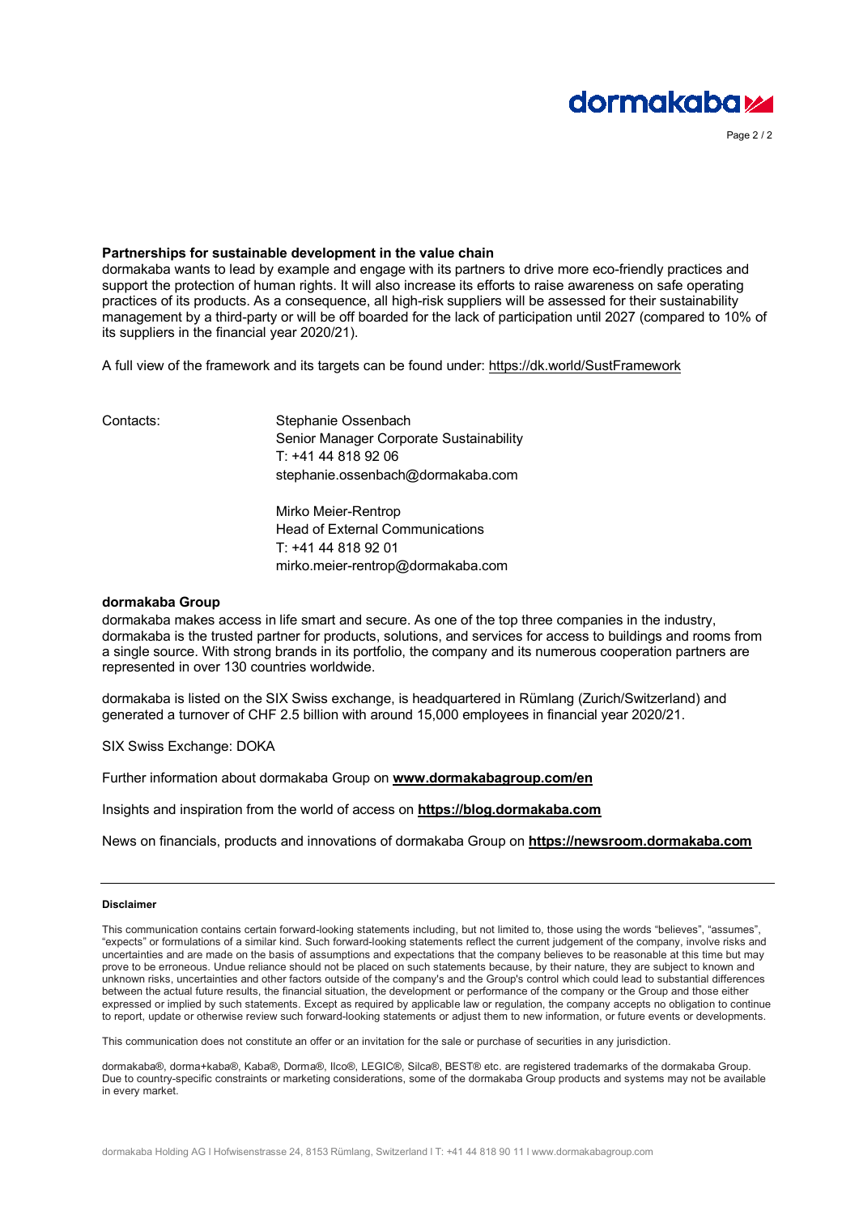**Partnerships for sustainable development in the value chain**

dormakaba wants to lead by example and engage with its partners to drive more eco-friendly practices and support the protection of human rights. It will also increase its efforts to raise awareness on safe operating practices of its products. As a consequence, all high-risk suppliers will be assessed for their sustainability management by a third-party or will be off boarded for the lack of participation until 2027 (compared to 10% of its suppliers in the financial year 2020/21).

A full view of the framework and its targets can be found under: https://dk.world/SustFramework

Contacts:

Stephanie Ossenbach
Senior Manager Corporate Sustainability
T: +41 44 818 92 06
stephanie.ossenbach@dormakaba.com

Mirko Meier-Rentrop
Head of External Communications
T: +41 44 818 92 01
mirko.meier-rentrop@dormakaba.com

**dormakaba Group**

dormakaba makes access in life smart and secure. As one of the top three companies in the industry, dormakaba is the trusted partner for products, solutions, and services for access to buildings and rooms from a single source. With strong brands in its portfolio, the company and its numerous cooperation partners are represented in over 130 countries worldwide.

dormakaba is listed on the SIX Swiss exchange, is headquartered in Rümlang (Zurich/Switzerland) and generated a turnover of CHF 2.5 billion with around 15,000 employees in financial year 2020/21.

SIX Swiss Exchange: DOKA

Further information about dormakaba Group on **www.dormakabagroup.com/en**

Insights and inspiration from the world of access on **https://blog.dormakaba.com**

News on financials, products and innovations of dormakaba Group on **https://newsroom.dormakaba.com**

---

**Disclaimer**

This communication contains certain forward-looking statements including, but not limited to, those using the words "believes", "assumes", "expects" or formulations of a similar kind. Such forward-looking statements reflect the current judgement of the company, involve risks and uncertainties and are made on the basis of assumptions and expectations that the company believes to be reasonable at this time but may prove to be erroneous. Undue reliance should not be placed on such statements because, by their nature, they are subject to known and unknown risks, uncertainties and other factors outside of the company's and the Group's control which could lead to substantial differences between the actual future results, the financial situation, the development or performance of the company or the Group and those either expressed or implied by such statements. Except as required by applicable law or regulation, the company accepts no obligation to continue to report, update or otherwise review such forward-looking statements or adjust them to new information, or future events or developments.

This communication does not constitute an offer or an invitation for the sale or purchase of securities in any jurisdiction.

dormakaba®, dorma+kaba®, Kaba®, Dorma®, Ilco®, LEGIC®, Silca®, BEST® etc. are registered trademarks of the dormakaba Group. Due to country-specific constraints or marketing considerations, some of the dormakaba Group products and systems may not be available in every market.